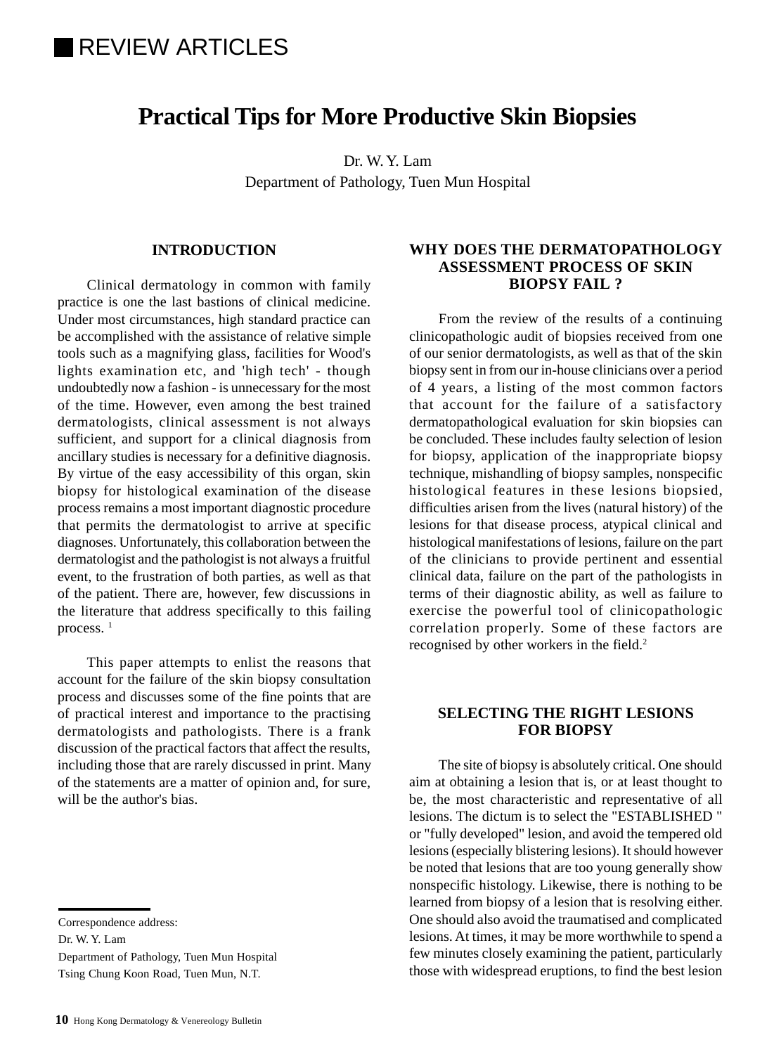REVIEW ARTICLES

# Practical Tips for More Productive Skin Biopsies

Dr. W. Y. Lam

Department of Pathology, Tuen Mun Hospital

## INTRODUCTION

Clinical dermatology in common with family practice is one the last bastions of clinical medicine. Under most circumstances, high standard practice can be accomplished with the assistance of relative simple tools such as a magnifying glass, facilities for Wood's lights examination etc, and 'high tech' - though undoubtedly now a fashion - is unnecessary for the most of the time. However, even among the best trained dermatologists, clinical assessment is not always sufficient, and support for a clinical diagnosis from ancillary studies is necessary for a definitive diagnosis. By virtue of the easy accessibility of this organ, skin biopsy for histological examination of the disease process remains a most important diagnostic procedure that permits the dermatologist to arrive at specific diagnoses. Unfortunately, this collaboration between the dermatologist and the pathologist is not always a fruitful event, to the frustration of both parties, as well as that of the patient. There are, however, few discussions in the literature that address specifically to this failing process. [1]

This paper attempts to enlist the reasons that account for the failure of the skin biopsy consultation process and discusses some of the fine points that are of practical interest and importance to the practising dermatologists and pathologists. There is a frank discussion of the practical factors that affect the results, including those that are rarely discussed in print. Many of the statements are a matter of opinion and, for sure, will be the author's bias.

## WHY DOES THE DERMATOPATHOLOGY ASSESSMENT PROCESS OF SKIN BIOPSY FAIL ?

From the review of the results of a continuing clinicopathologic audit of biopsies received from one of our senior dermatologists, as well as that of the skin biopsy sent in from our in-house clinicians over a period of 4 years, a listing of the most common factors that account for the failure of a satisfactory dermatopathological evaluation for skin biopsies can be concluded. These includes faulty selection of lesion for biopsy, application of the inappropriate biopsy technique, mishandling of biopsy samples, nonspecific histological features in these lesions biopsied, difficulties arisen from the lives (natural history) of the lesions for that disease process, atypical clinical and histological manifestations of lesions, failure on the part of the clinicians to provide pertinent and essential clinical data, failure on the part of the pathologists in terms of their diagnostic ability, as well as failure to exercise the powerful tool of clinicopathologic correlation properly. Some of these factors are recognised by other workers in the field.[2]

## SELECTING THE RIGHT LESIONS FOR BIOPSY

The site of biopsy is absolutely critical. One should aim at obtaining a lesion that is, or at least thought to be, the most characteristic and representative of all lesions. The dictum is to select the "ESTABLISHED " or "fully developed" lesion, and avoid the tempered old lesions (especially blistering lesions). It should however be noted that lesions that are too young generally show nonspecific histology. Likewise, there is nothing to be learned from biopsy of a lesion that is resolving either. One should also avoid the traumatised and complicated lesions. At times, it may be more worthwhile to spend a few minutes closely examining the patient, particularly those with widespread eruptions, to find the best lesion

Correspondence address:

Dr. W. Y. Lam

Department of Pathology, Tuen Mun Hospital

Tsing Chung Koon Road, Tuen Mun, N.T.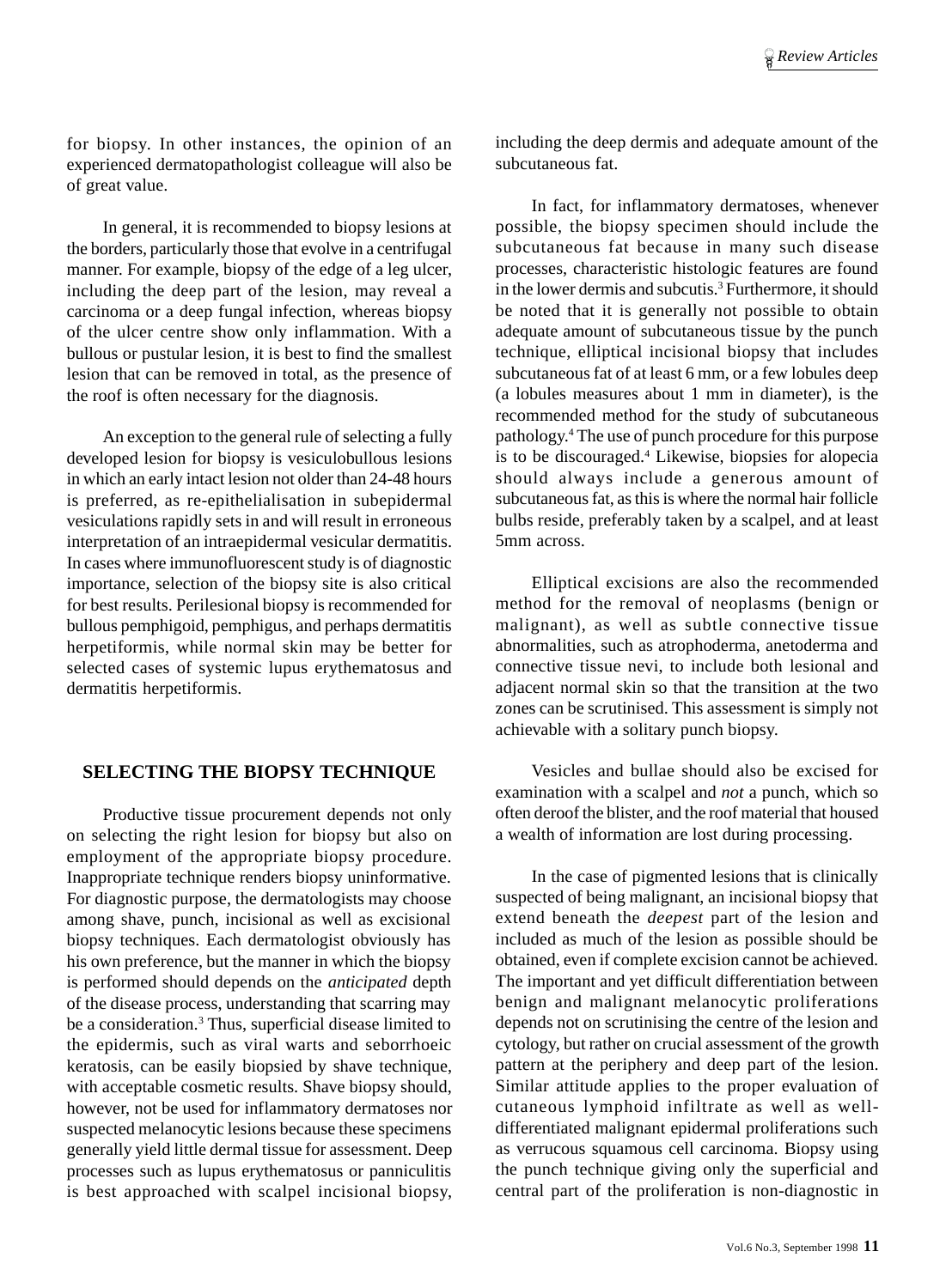for biopsy. In other instances, the opinion of an experienced dermatopathologist colleague will also be of great value.

In general, it is recommended to biopsy lesions at the borders, particularly those that evolve in a centrifugal manner. For example, biopsy of the edge of a leg ulcer, including the deep part of the lesion, may reveal a carcinoma or a deep fungal infection, whereas biopsy of the ulcer centre show only inflammation. With a bullous or pustular lesion, it is best to find the smallest lesion that can be removed in total, as the presence of the roof is often necessary for the diagnosis.

An exception to the general rule of selecting a fully developed lesion for biopsy is vesiculobullous lesions in which an early intact lesion not older than 24-48 hours is preferred, as re-epithelialisation in subepidermal vesiculations rapidly sets in and will result in erroneous interpretation of an intraepidermal vesicular dermatitis. In cases where immunofluorescent study is of diagnostic importance, selection of the biopsy site is also critical for best results. Perilesional biopsy is recommended for bullous pemphigoid, pemphigus, and perhaps dermatitis herpetiformis, while normal skin may be better for selected cases of systemic lupus erythematosus and dermatitis herpetiformis.

## SELECTING THE BIOPSY TECHNIQUE

Productive tissue procurement depends not only on selecting the right lesion for biopsy but also on employment of the appropriate biopsy procedure. Inappropriate technique renders biopsy uninformative. For diagnostic purpose, the dermatologists may choose among shave, punch, incisional as well as excisional biopsy techniques. Each dermatologist obviously has his own preference, but the manner in which the biopsy is performed should depends on the *anticipated* depth of the disease process, understanding that scarring may be a consideration.[3] Thus, superficial disease limited to the epidermis, such as viral warts and seborrhoeic keratosis, can be easily biopsied by shave technique, with acceptable cosmetic results. Shave biopsy should, however, not be used for inflammatory dermatoses nor suspected melanocytic lesions because these specimens generally yield little dermal tissue for assessment. Deep processes such as lupus erythematosus or panniculitis is best approached with scalpel incisional biopsy, including the deep dermis and adequate amount of the subcutaneous fat.

In fact, for inflammatory dermatoses, whenever possible, the biopsy specimen should include the subcutaneous fat because in many such disease processes, characteristic histologic features are found in the lower dermis and subcutis.[3] Furthermore, it should be noted that it is generally not possible to obtain adequate amount of subcutaneous tissue by the punch technique, elliptical incisional biopsy that includes subcutaneous fat of at least 6 mm, or a few lobules deep (a lobules measures about 1 mm in diameter), is the recommended method for the study of subcutaneous pathology.[4] The use of punch procedure for this purpose is to be discouraged.[4] Likewise, biopsies for alopecia should always include a generous amount of subcutaneous fat, as this is where the normal hair follicle bulbs reside, preferably taken by a scalpel, and at least 5mm across.

Elliptical excisions are also the recommended method for the removal of neoplasms (benign or malignant), as well as subtle connective tissue abnormalities, such as atrophoderma, anetoderma and connective tissue nevi, to include both lesional and adjacent normal skin so that the transition at the two zones can be scrutinised. This assessment is simply not achievable with a solitary punch biopsy.

Vesicles and bullae should also be excised for examination with a scalpel and *not* a punch, which so often deroof the blister, and the roof material that housed a wealth of information are lost during processing.

In the case of pigmented lesions that is clinically suspected of being malignant, an incisional biopsy that extend beneath the *deepest* part of the lesion and included as much of the lesion as possible should be obtained, even if complete excision cannot be achieved. The important and yet difficult differentiation between benign and malignant melanocytic proliferations depends not on scrutinising the centre of the lesion and cytology, but rather on crucial assessment of the growth pattern at the periphery and deep part of the lesion. Similar attitude applies to the proper evaluation of cutaneous lymphoid infiltrate as well as well-differentiated malignant epidermal proliferations such as verrucous squamous cell carcinoma. Biopsy using the punch technique giving only the superficial and central part of the proliferation is non-diagnostic in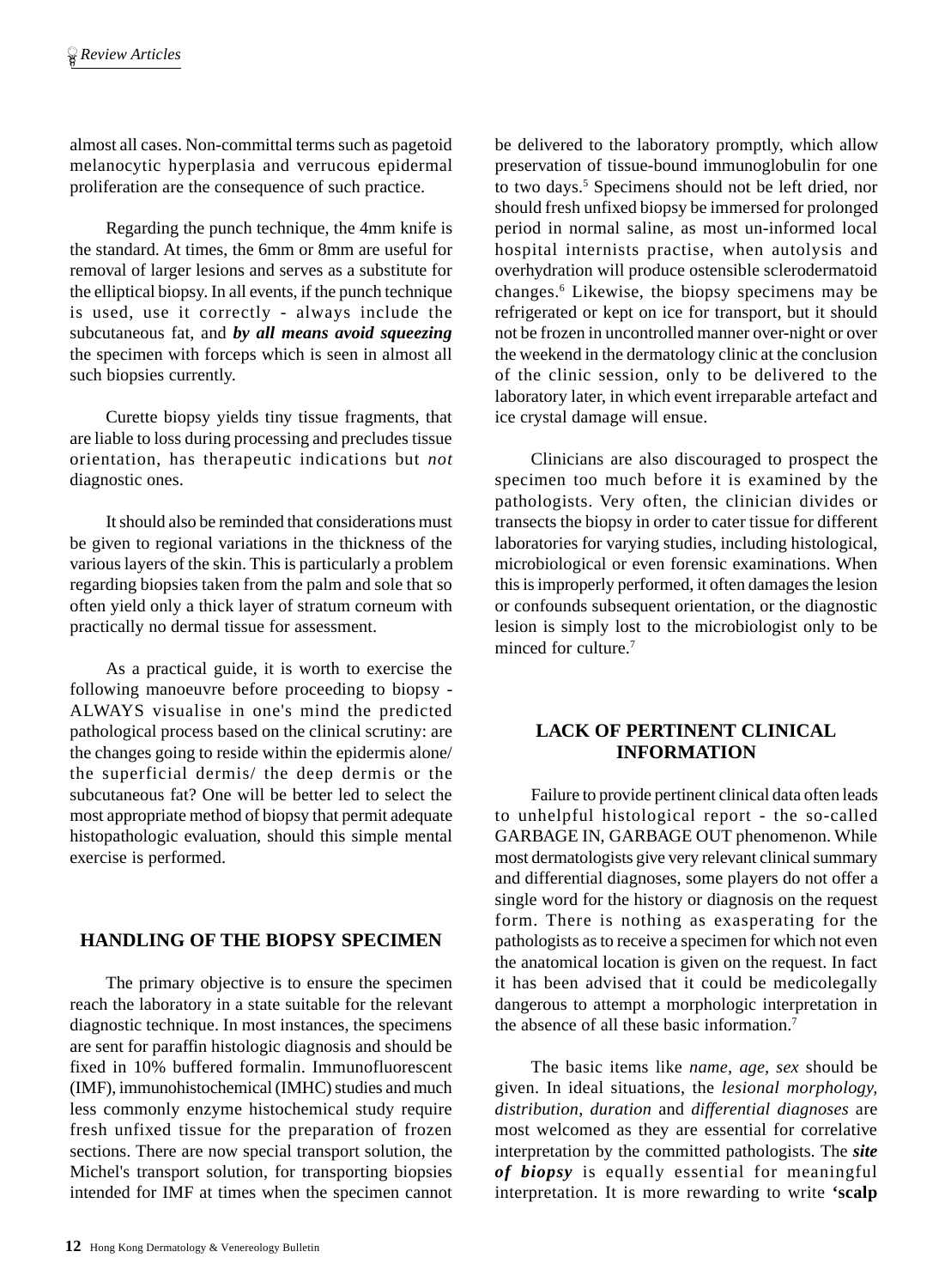almost all cases. Non-committal terms such as pagetoid melanocytic hyperplasia and verrucous epidermal proliferation are the consequence of such practice.

Regarding the punch technique, the 4mm knife is the standard. At times, the 6mm or 8mm are useful for removal of larger lesions and serves as a substitute for the elliptical biopsy. In all events, if the punch technique is used, use it correctly - always include the subcutaneous fat, and ***by all means avoid squeezing*** the specimen with forceps which is seen in almost all such biopsies currently.

Curette biopsy yields tiny tissue fragments, that are liable to loss during processing and precludes tissue orientation, has therapeutic indications but *not* diagnostic ones.

It should also be reminded that considerations must be given to regional variations in the thickness of the various layers of the skin. This is particularly a problem regarding biopsies taken from the palm and sole that so often yield only a thick layer of stratum corneum with practically no dermal tissue for assessment.

As a practical guide, it is worth to exercise the following manoeuvre before proceeding to biopsy - ALWAYS visualise in one's mind the predicted pathological process based on the clinical scrutiny: are the changes going to reside within the epidermis alone/ the superficial dermis/ the deep dermis or the subcutaneous fat? One will be better led to select the most appropriate method of biopsy that permit adequate histopathologic evaluation, should this simple mental exercise is performed.

## HANDLING OF THE BIOPSY SPECIMEN

The primary objective is to ensure the specimen reach the laboratory in a state suitable for the relevant diagnostic technique. In most instances, the specimens are sent for paraffin histologic diagnosis and should be fixed in 10% buffered formalin. Immunofluorescent (IMF), immunohistochemical (IMHC) studies and much less commonly enzyme histochemical study require fresh unfixed tissue for the preparation of frozen sections. There are now special transport solution, the Michel's transport solution, for transporting biopsies intended for IMF at times when the specimen cannot be delivered to the laboratory promptly, which allow preservation of tissue-bound immunoglobulin for one to two days.[5] Specimens should not be left dried, nor should fresh unfixed biopsy be immersed for prolonged period in normal saline, as most un-informed local hospital internists practise, when autolysis and overhydration will produce ostensible sclerodermatoid changes.[6] Likewise, the biopsy specimens may be refrigerated or kept on ice for transport, but it should not be frozen in uncontrolled manner over-night or over the weekend in the dermatology clinic at the conclusion of the clinic session, only to be delivered to the laboratory later, in which event irreparable artefact and ice crystal damage will ensue.

Clinicians are also discouraged to prospect the specimen too much before it is examined by the pathologists. Very often, the clinician divides or transects the biopsy in order to cater tissue for different laboratories for varying studies, including histological, microbiological or even forensic examinations. When this is improperly performed, it often damages the lesion or confounds subsequent orientation, or the diagnostic lesion is simply lost to the microbiologist only to be minced for culture.[7]

## LACK OF PERTINENT CLINICAL INFORMATION

Failure to provide pertinent clinical data often leads to unhelpful histological report - the so-called GARBAGE IN, GARBAGE OUT phenomenon. While most dermatologists give very relevant clinical summary and differential diagnoses, some players do not offer a single word for the history or diagnosis on the request form. There is nothing as exasperating for the pathologists as to receive a specimen for which not even the anatomical location is given on the request. In fact it has been advised that it could be medicolegally dangerous to attempt a morphologic interpretation in the absence of all these basic information.[7]

The basic items like *name, age, sex* should be given. In ideal situations, the *lesional morphology, distribution, duration* and *differential diagnoses* are most welcomed as they are essential for correlative interpretation by the committed pathologists. The ***site of biopsy*** is equally essential for meaningful interpretation. It is more rewarding to write **'scalp**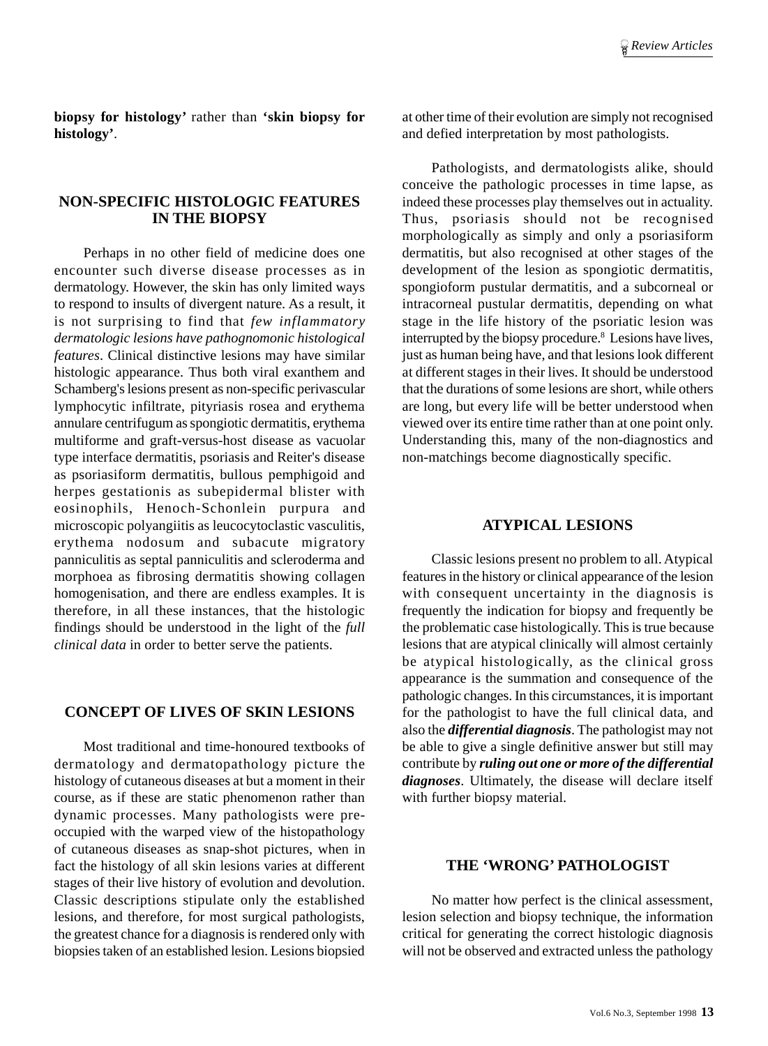**biopsy for histology'** rather than **'skin biopsy for histology'**.

## NON-SPECIFIC HISTOLOGIC FEATURES IN THE BIOPSY

Perhaps in no other field of medicine does one encounter such diverse disease processes as in dermatology. However, the skin has only limited ways to respond to insults of divergent nature. As a result, it is not surprising to find that *few inflammatory dermatologic lesions have pathognomonic histological features*. Clinical distinctive lesions may have similar histologic appearance. Thus both viral exanthem and Schamberg's lesions present as non-specific perivascular lymphocytic infiltrate, pityriasis rosea and erythema annulare centrifugum as spongiotic dermatitis, erythema multiforme and graft-versus-host disease as vacuolar type interface dermatitis, psoriasis and Reiter's disease as psoriasiform dermatitis, bullous pemphigoid and herpes gestationis as subepidermal blister with eosinophils, Henoch-Schonlein purpura and microscopic polyangiitis as leucocytoclastic vasculitis, erythema nodosum and subacute migratory panniculitis as septal panniculitis and scleroderma and morphoea as fibrosing dermatitis showing collagen homogenisation, and there are endless examples. It is therefore, in all these instances, that the histologic findings should be understood in the light of the *full clinical data* in order to better serve the patients.

## CONCEPT OF LIVES OF SKIN LESIONS

Most traditional and time-honoured textbooks of dermatology and dermatopathology picture the histology of cutaneous diseases at but a moment in their course, as if these are static phenomenon rather than dynamic processes. Many pathologists were pre-occupied with the warped view of the histopathology of cutaneous diseases as snap-shot pictures, when in fact the histology of all skin lesions varies at different stages of their live history of evolution and devolution. Classic descriptions stipulate only the established lesions, and therefore, for most surgical pathologists, the greatest chance for a diagnosis is rendered only with biopsies taken of an established lesion. Lesions biopsied at other time of their evolution are simply not recognised and defied interpretation by most pathologists.

Pathologists, and dermatologists alike, should conceive the pathologic processes in time lapse, as indeed these processes play themselves out in actuality. Thus, psoriasis should not be recognised morphologically as simply and only a psoriasiform dermatitis, but also recognised at other stages of the development of the lesion as spongiotic dermatitis, spongioform pustular dermatitis, and a subcorneal or intracorneal pustular dermatitis, depending on what stage in the life history of the psoriatic lesion was interrupted by the biopsy procedure.[8] Lesions have lives, just as human being have, and that lesions look different at different stages in their lives. It should be understood that the durations of some lesions are short, while others are long, but every life will be better understood when viewed over its entire time rather than at one point only. Understanding this, many of the non-diagnostics and non-matchings become diagnostically specific.

## ATYPICAL LESIONS

Classic lesions present no problem to all. Atypical features in the history or clinical appearance of the lesion with consequent uncertainty in the diagnosis is frequently the indication for biopsy and frequently be the problematic case histologically. This is true because lesions that are atypical clinically will almost certainly be atypical histologically, as the clinical gross appearance is the summation and consequence of the pathologic changes. In this circumstances, it is important for the pathologist to have the full clinical data, and also the ***differential diagnosis***. The pathologist may not be able to give a single definitive answer but still may contribute by ***ruling out one or more of the differential diagnoses***. Ultimately, the disease will declare itself with further biopsy material.

## THE 'WRONG' PATHOLOGIST

No matter how perfect is the clinical assessment, lesion selection and biopsy technique, the information critical for generating the correct histologic diagnosis will not be observed and extracted unless the pathology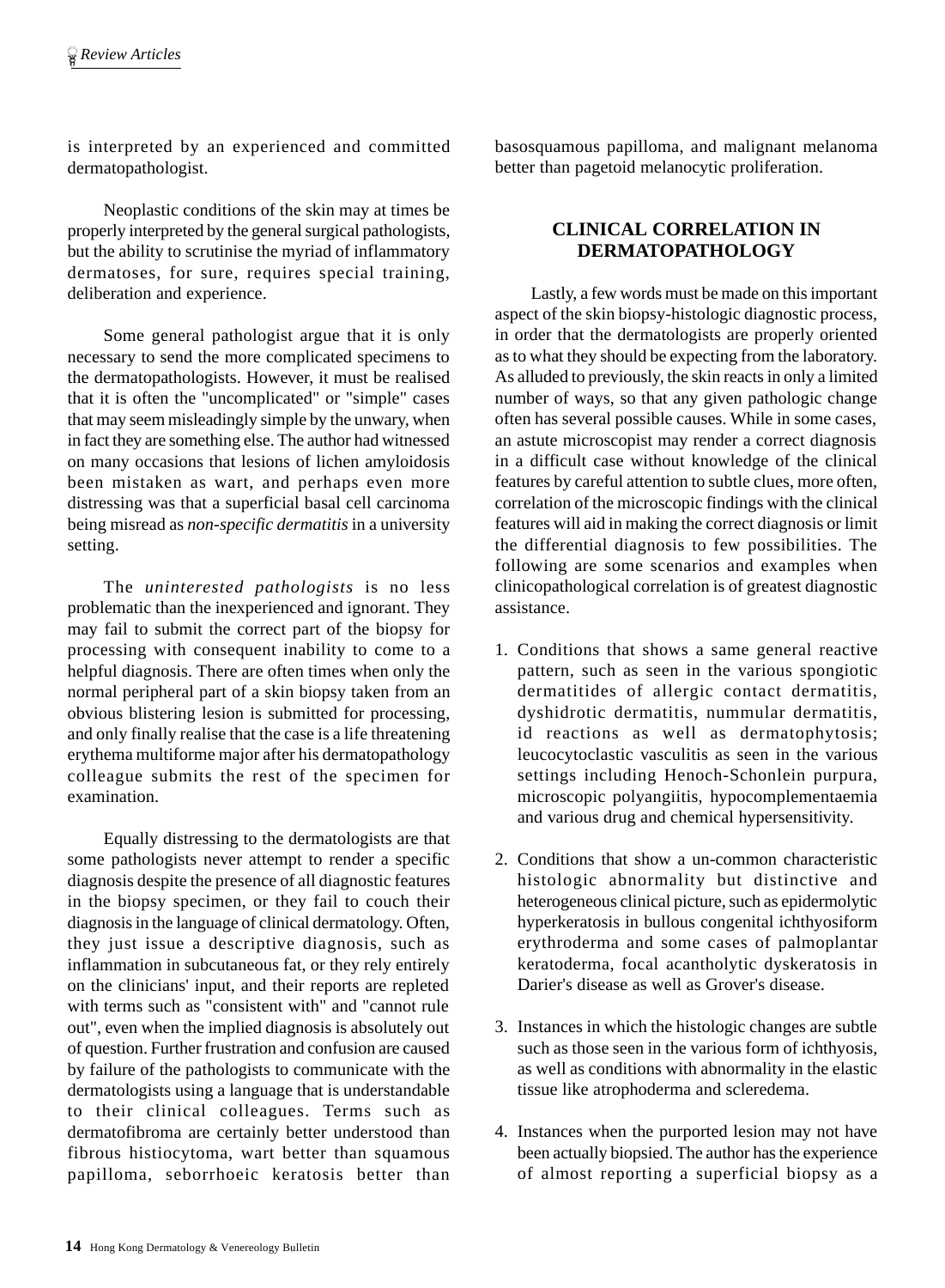is interpreted by an experienced and committed dermatopathologist.

Neoplastic conditions of the skin may at times be properly interpreted by the general surgical pathologists, but the ability to scrutinise the myriad of inflammatory dermatoses, for sure, requires special training, deliberation and experience.

Some general pathologist argue that it is only necessary to send the more complicated specimens to the dermatopathologists. However, it must be realised that it is often the "uncomplicated" or "simple" cases that may seem misleadingly simple by the unwary, when in fact they are something else. The author had witnessed on many occasions that lesions of lichen amyloidosis been mistaken as wart, and perhaps even more distressing was that a superficial basal cell carcinoma being misread as *non-specific dermatitis* in a university setting.

The *uninterested pathologists* is no less problematic than the inexperienced and ignorant. They may fail to submit the correct part of the biopsy for processing with consequent inability to come to a helpful diagnosis. There are often times when only the normal peripheral part of a skin biopsy taken from an obvious blistering lesion is submitted for processing, and only finally realise that the case is a life threatening erythema multiforme major after his dermatopathology colleague submits the rest of the specimen for examination.

Equally distressing to the dermatologists are that some pathologists never attempt to render a specific diagnosis despite the presence of all diagnostic features in the biopsy specimen, or they fail to couch their diagnosis in the language of clinical dermatology. Often, they just issue a descriptive diagnosis, such as inflammation in subcutaneous fat, or they rely entirely on the clinicians' input, and their reports are repleted with terms such as "consistent with" and "cannot rule out", even when the implied diagnosis is absolutely out of question. Further frustration and confusion are caused by failure of the pathologists to communicate with the dermatologists using a language that is understandable to their clinical colleagues. Terms such as dermatofibroma are certainly better understood than fibrous histiocytoma, wart better than squamous papilloma, seborrhoeic keratosis better than basosquamous papilloma, and malignant melanoma better than pagetoid melanocytic proliferation.

## CLINICAL CORRELATION IN DERMATOPATHOLOGY

Lastly, a few words must be made on this important aspect of the skin biopsy-histologic diagnostic process, in order that the dermatologists are properly oriented as to what they should be expecting from the laboratory. As alluded to previously, the skin reacts in only a limited number of ways, so that any given pathologic change often has several possible causes. While in some cases, an astute microscopist may render a correct diagnosis in a difficult case without knowledge of the clinical features by careful attention to subtle clues, more often, correlation of the microscopic findings with the clinical features will aid in making the correct diagnosis or limit the differential diagnosis to few possibilities. The following are some scenarios and examples when clinicopathological correlation is of greatest diagnostic assistance.

1. Conditions that shows a same general reactive pattern, such as seen in the various spongiotic dermatitides of allergic contact dermatitis, dyshidrotic dermatitis, nummular dermatitis, id reactions as well as dermatophytosis; leucocytoclastic vasculitis as seen in the various settings including Henoch-Schonlein purpura, microscopic polyangiitis, hypocomplementaemia and various drug and chemical hypersensitivity.

2. Conditions that show a un-common characteristic histologic abnormality but distinctive and heterogeneous clinical picture, such as epidermolytic hyperkeratosis in bullous congenital ichthyosiform erythroderma and some cases of palmoplantar keratoderma, focal acantholytic dyskeratosis in Darier's disease as well as Grover's disease.

3. Instances in which the histologic changes are subtle such as those seen in the various form of ichthyosis, as well as conditions with abnormality in the elastic tissue like atrophoderma and scleredema.

4. Instances when the purported lesion may not have been actually biopsied. The author has the experience of almost reporting a superficial biopsy as a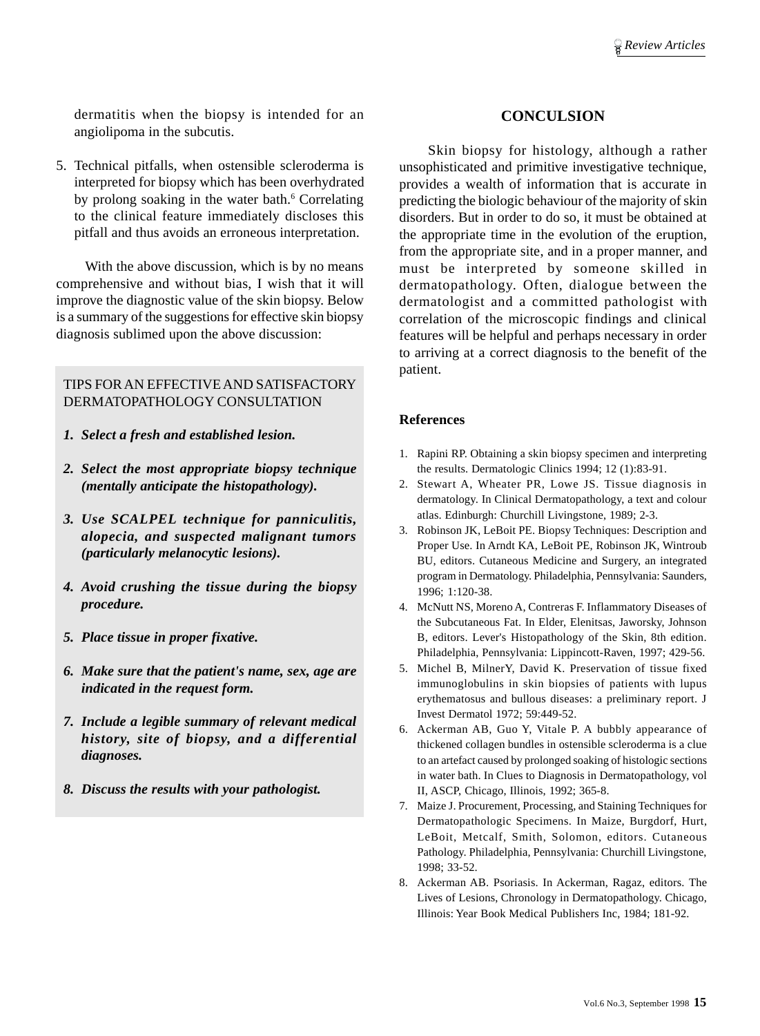dermatitis when the biopsy is intended for an angiolipoma in the subcutis.

5. Technical pitfalls, when ostensible scleroderma is interpreted for biopsy which has been overhydrated by prolong soaking in the water bath.[6] Correlating to the clinical feature immediately discloses this pitfall and thus avoids an erroneous interpretation.

With the above discussion, which is by no means comprehensive and without bias, I wish that it will improve the diagnostic value of the skin biopsy. Below is a summary of the suggestions for effective skin biopsy diagnosis sublimed upon the above discussion:

TIPS FOR AN EFFECTIVE AND SATISFACTORY DERMATOPATHOLOGY CONSULTATION

1. ***Select a fresh and established lesion.***
2. ***Select the most appropriate biopsy technique (mentally anticipate the histopathology).***
3. ***Use SCALPEL technique for panniculitis, alopecia, and suspected malignant tumors (particularly melanocytic lesions).***
4. ***Avoid crushing the tissue during the biopsy procedure.***
5. ***Place tissue in proper fixative.***
6. ***Make sure that the patient's name, sex, age are indicated in the request form.***
7. ***Include a legible summary of relevant medical history, site of biopsy, and a differential diagnoses.***
8. ***Discuss the results with your pathologist.***

## CONCULSION

Skin biopsy for histology, although a rather unsophisticated and primitive investigative technique, provides a wealth of information that is accurate in predicting the biologic behaviour of the majority of skin disorders. But in order to do so, it must be obtained at the appropriate time in the evolution of the eruption, from the appropriate site, and in a proper manner, and must be interpreted by someone skilled in dermatopathology. Often, dialogue between the dermatologist and a committed pathologist with correlation of the microscopic findings and clinical features will be helpful and perhaps necessary in order to arriving at a correct diagnosis to the benefit of the patient.

### References

1. Rapini RP. Obtaining a skin biopsy specimen and interpreting the results. Dermatologic Clinics 1994; 12 (1):83-91.
2. Stewart A, Wheater PR, Lowe JS. Tissue diagnosis in dermatology. In Clinical Dermatopathology, a text and colour atlas. Edinburgh: Churchill Livingstone, 1989; 2-3.
3. Robinson JK, LeBoit PE. Biopsy Techniques: Description and Proper Use. In Arndt KA, LeBoit PE, Robinson JK, Wintroub BU, editors. Cutaneous Medicine and Surgery, an integrated program in Dermatology. Philadelphia, Pennsylvania: Saunders, 1996; 1:120-38.
4. McNutt NS, Moreno A, Contreras F. Inflammatory Diseases of the Subcutaneous Fat. In Elder, Elenitsas, Jaworsky, Johnson B, editors. Lever's Histopathology of the Skin, 8th edition. Philadelphia, Pennsylvania: Lippincott-Raven, 1997; 429-56.
5. Michel B, MilnerY, David K. Preservation of tissue fixed immunoglobulins in skin biopsies of patients with lupus erythematosus and bullous diseases: a preliminary report. J Invest Dermatol 1972; 59:449-52.
6. Ackerman AB, Guo Y, Vitale P. A bubbly appearance of thickened collagen bundles in ostensible scleroderma is a clue to an artefact caused by prolonged soaking of histologic sections in water bath. In Clues to Diagnosis in Dermatopathology, vol II, ASCP, Chicago, Illinois, 1992; 365-8.
7. Maize J. Procurement, Processing, and Staining Techniques for Dermatopathologic Specimens. In Maize, Burgdorf, Hurt, LeBoit, Metcalf, Smith, Solomon, editors. Cutaneous Pathology. Philadelphia, Pennsylvania: Churchill Livingstone, 1998; 33-52.
8. Ackerman AB. Psoriasis. In Ackerman, Ragaz, editors. The Lives of Lesions, Chronology in Dermatopathology. Chicago, Illinois: Year Book Medical Publishers Inc, 1984; 181-92.